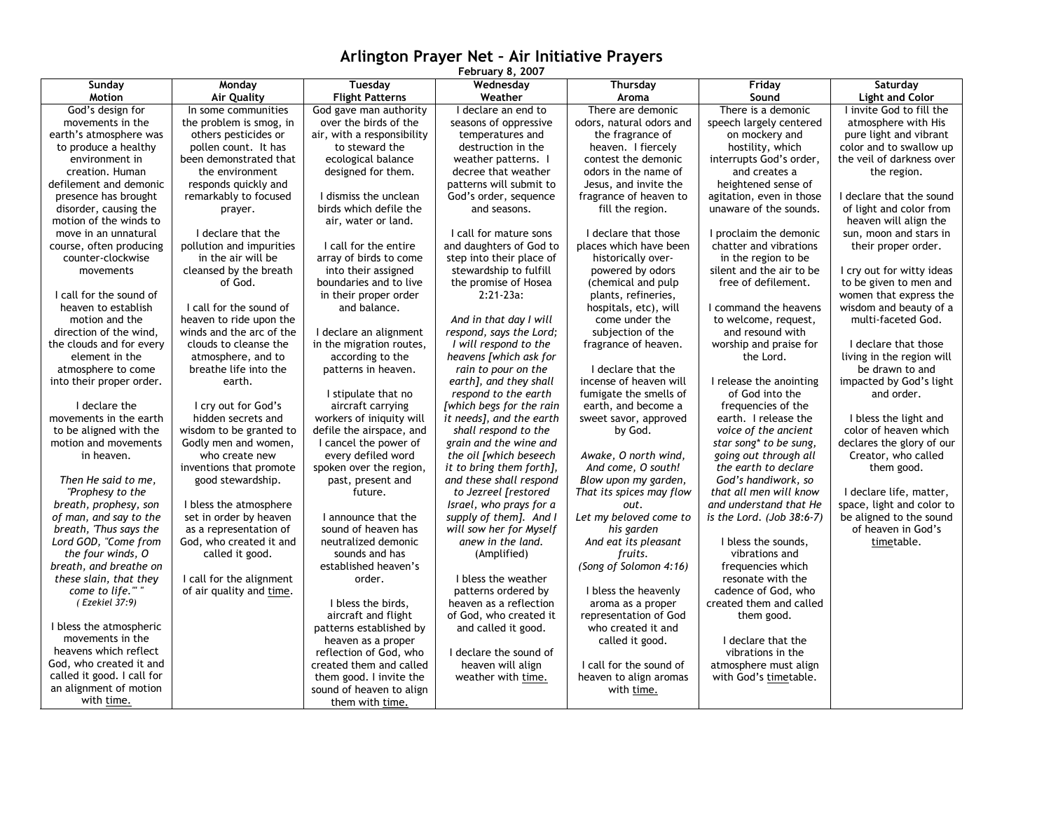# Arlington Prayer Net – Air Initiative Prayers

February 8, 2007

| Sunday<br>Motion | Monday<br>Air Quality | Tuesday<br>Flight Patterns | Wednesday<br>Weather | Thursday<br>Aroma | Friday<br>Sound | Saturday<br>Light and Color |
|---|---|---|---|---|---|---|
| God's design for movements in the earth's atmosphere was to produce a healthy environment in creation. Human defilement and demonic presence has brought disorder, causing the motion of the winds to move in an unnatural course, often producing counter-clockwise movements<br><br>I call for the sound of heaven to establish motion and the direction of the wind, the clouds and for every element in the atmosphere to come into their proper order.<br><br>I declare the movements in the earth to be aligned with the motion and movements in heaven.<br><br>*Then He said to me, "Prophesy to the breath, prophesy, son of man, and say to the breath, 'Thus says the Lord GOD, "Come from the four winds, O breath, and breathe on these slain, that they come to life."' "*<br>*( Ezekiel 37:9)*<br><br>I bless the atmospheric movements in the heavens which reflect God, who created it and called it good. I call for an alignment of motion with <u>time.</u> | In some communities the problem is smog, in others pesticides or pollen count. It has been demonstrated that the environment responds quickly and remarkably to focused prayer.<br><br>I declare that the pollution and impurities in the air will be cleansed by the breath of God.<br><br>I call for the sound of heaven to ride upon the winds and the arc of the clouds to cleanse the atmosphere, and to breathe life into the earth.<br><br>I cry out for God's hidden secrets and wisdom to be granted to Godly men and women, who create new inventions that promote good stewardship.<br><br>I bless the atmosphere set in order by heaven as a representation of God, who created it and called it good.<br><br>I call for the alignment of air quality and <u>time</u>. | God gave man authority over the birds of the air, with a responsibility to steward the ecological balance designed for them.<br><br>I dismiss the unclean birds which defile the air, water or land.<br><br>I call for the entire array of birds to come into their assigned boundaries and to live in their proper order and balance.<br><br>I declare an alignment in the migration routes, according to the patterns in heaven.<br><br>I stipulate that no aircraft carrying workers of iniquity will defile the airspace, and I cancel the power of every defiled word spoken over the region, past, present and future.<br><br>I announce that the sound of heaven has neutralized demonic sounds and has established heaven's order.<br><br>I bless the birds, aircraft and flight patterns established by heaven as a proper reflection of God, who created them and called them good. I invite the sound of heaven to align them with <u>time.</u> | I declare an end to seasons of oppressive temperatures and destruction in the weather patterns. I decree that weather patterns will submit to God's order, sequence and seasons.<br><br>I call for mature sons and daughters of God to step into their place of stewardship to fulfill the promise of Hosea 2:21-23a:<br><br>*And in that day I will respond, says the Lord; I will respond to the heavens [which ask for rain to pour on the earth], and they shall respond to the earth [which begs for the rain it needs], and the earth shall respond to the grain and the wine and the oil [which beseech it to bring them forth], and these shall respond to Jezreel [restored Israel, who prays for a supply of them]. And I will sow her for Myself anew in the land.*<br>(Amplified)<br><br>I bless the weather patterns ordered by heaven as a reflection of God, who created it and called it good.<br><br>I declare the sound of heaven will align weather with <u>time.</u> | There are demonic odors, natural odors and the fragrance of heaven. I fiercely contest the demonic odors in the name of Jesus, and invite the fragrance of heaven to fill the region.<br><br>I declare that those places which have been historically over-powered by odors (chemical and pulp plants, refineries, hospitals, etc), will come under the subjection of the fragrance of heaven.<br><br>I declare that the incense of heaven will fumigate the smells of earth, and become a sweet savor, approved by God.<br><br>*Awake, O north wind, And come, O south! Blow upon my garden, That its spices may flow out. Let my beloved come to his garden And eat its pleasant fruits.*<br>*(Song of Solomon 4:16)*<br><br>I bless the heavenly aroma as a proper representation of God who created it and called it good.<br><br>I call for the sound of heaven to align aromas with <u>time.</u> | There is a demonic speech largely centered on mockery and hostility, which interrupts God's order, and creates a heightened sense of agitation, even in those unaware of the sounds.<br><br>I proclaim the demonic chatter and vibrations in the region to be silent and the air to be free of defilement.<br><br>I command the heavens to welcome, request, and resound with worship and praise for the Lord.<br><br>I release the anointing of God into the frequencies of the earth. I release the *voice of the ancient star song* to be sung, going out through all the earth to declare God's handiwork, so that all men will know and understand that He is the Lord. (Job 38:6-7)*<br><br>I bless the sounds, vibrations and frequencies which resonate with the cadence of God, who created them and called them good.<br><br>I declare that the vibrations in the atmosphere must align with God's <u>time</u>table. | I invite God to fill the atmosphere with His pure light and vibrant color and to swallow up the veil of darkness over the region.<br><br>I declare that the sound of light and color from heaven will align the sun, moon and stars in their proper order.<br><br>I cry out for witty ideas to be given to men and women that express the wisdom and beauty of a multi-faceted God.<br><br>I declare that those living in the region will be drawn to and impacted by God's light and order.<br><br>I bless the light and color of heaven which declares the glory of our Creator, who called them good.<br><br>I declare life, matter, space, light and color to be aligned to the sound of heaven in God's <u>time</u>table. |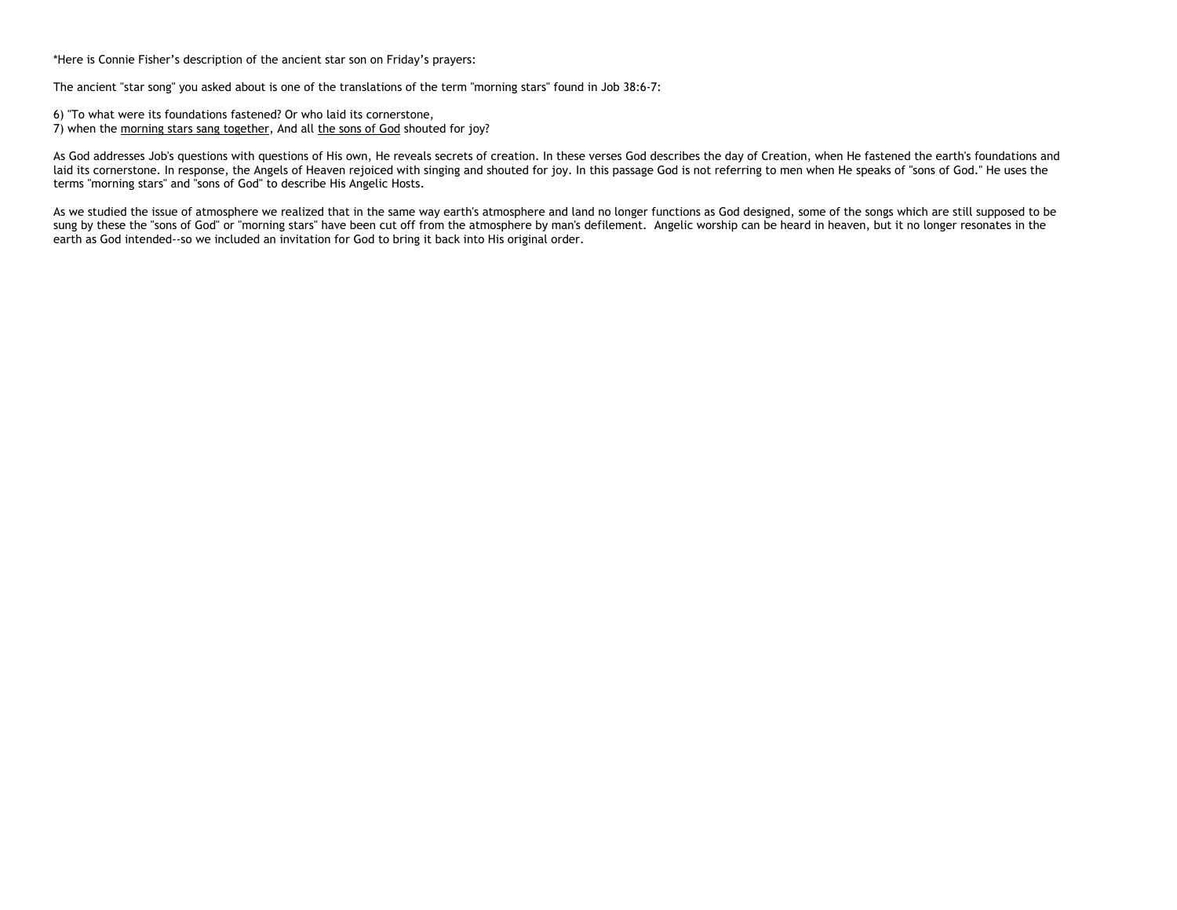*Here is Connie Fisher's description of the ancient star son on Friday's prayers:

The ancient "star song" you asked about is one of the translations of the term "morning stars" found in Job 38:6-7:

6) "To what were its foundations fastened? Or who laid its cornerstone,
7) when the <u>morning stars sang together</u>, And all <u>the sons of God</u> shouted for joy?

As God addresses Job's questions with questions of His own, He reveals secrets of creation. In these verses God describes the day of Creation, when He fastened the earth's foundations and laid its cornerstone. In response, the Angels of Heaven rejoiced with singing and shouted for joy. In this passage God is not referring to men when He speaks of "sons of God." He uses the terms "morning stars" and "sons of God" to describe His Angelic Hosts.

As we studied the issue of atmosphere we realized that in the same way earth's atmosphere and land no longer functions as God designed, some of the songs which are still supposed to be sung by these the "sons of God" or "morning stars" have been cut off from the atmosphere by man's defilement. Angelic worship can be heard in heaven, but it no longer resonates in the earth as God intended--so we included an invitation for God to bring it back into His original order.